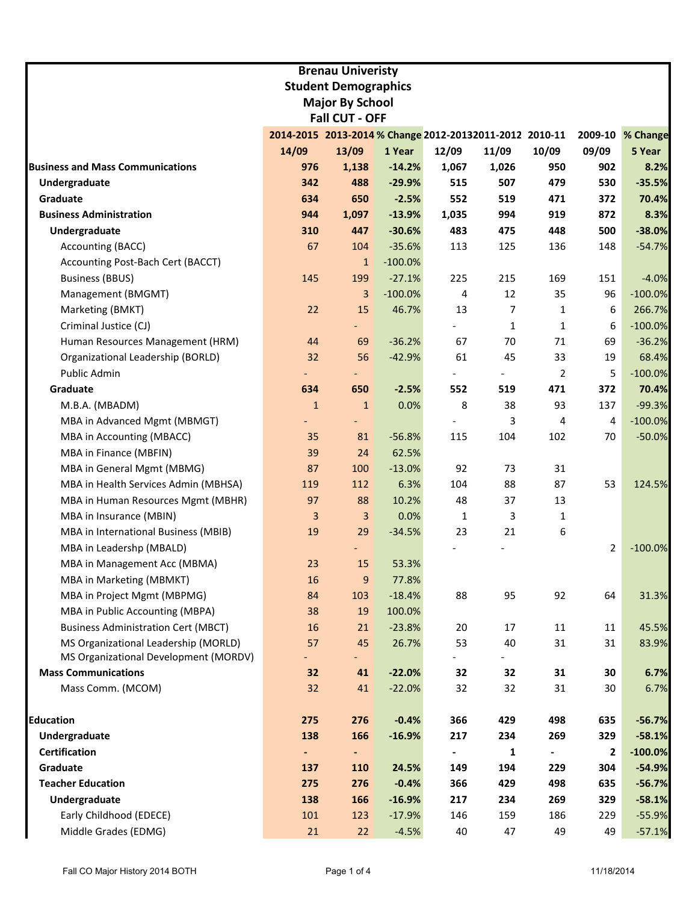**Brenau Univeristy**
**Student Demographics**
**Major By School**
**Fall CUT - OFF**

| | 2014-2015 | 2013-2014 | % Change | 2012-2013 | 2011-2012 | 2010-11 | 2009-10 | % Change |
|---|---|---|---|---|---|---|---|---|
| | 14/09 | 13/09 | 1 Year | 12/09 | 11/09 | 10/09 | 09/09 | 5 Year |
| **Business and Mass Communications** | **976** | **1,138** | **-14.2%** | **1,067** | **1,026** | **950** | **902** | **8.2%** |
| **Undergraduate** | **342** | **488** | **-29.9%** | **515** | **507** | **479** | **530** | **-35.5%** |
| **Graduate** | **634** | **650** | **-2.5%** | **552** | **519** | **471** | **372** | **70.4%** |
| **Business Administration** | **944** | **1,097** | **-13.9%** | **1,035** | **994** | **919** | **872** | **8.3%** |
| **Undergraduate** | **310** | **447** | **-30.6%** | **483** | **475** | **448** | **500** | **-38.0%** |
| Accounting (BACC) | 67 | 104 | -35.6% | 113 | 125 | 136 | 148 | -54.7% |
| Accounting Post-Bach Cert (BACCT) | | 1 | -100.0% | | | | | |
| Business (BBUS) | 145 | 199 | -27.1% | 225 | 215 | 169 | 151 | -4.0% |
| Management (BMGMT) | | 3 | -100.0% | 4 | 12 | 35 | 96 | -100.0% |
| Marketing (BMKT) | 22 | 15 | 46.7% | 13 | 7 | 1 | 6 | 266.7% |
| Criminal Justice (CJ) | | - | | - | 1 | 1 | 6 | -100.0% |
| Human Resources Management (HRM) | 44 | 69 | -36.2% | 67 | 70 | 71 | 69 | -36.2% |
| Organizational Leadership (BORLD) | 32 | 56 | -42.9% | 61 | 45 | 33 | 19 | 68.4% |
| Public Admin | - | - | | - | - | 2 | 5 | -100.0% |
| **Graduate** | **634** | **650** | **-2.5%** | **552** | **519** | **471** | **372** | **70.4%** |
| M.B.A. (MBADM) | 1 | 1 | 0.0% | 8 | 38 | 93 | 137 | -99.3% |
| MBA in Advanced Mgmt (MBMGT) | - | - | | - | 3 | 4 | 4 | -100.0% |
| MBA in Accounting (MBACC) | 35 | 81 | -56.8% | 115 | 104 | 102 | 70 | -50.0% |
| MBA in Finance (MBFIN) | 39 | 24 | 62.5% | | | | | |
| MBA in General Mgmt (MBMG) | 87 | 100 | -13.0% | 92 | 73 | 31 | | |
| MBA in Health Services Admin (MBHSA) | 119 | 112 | 6.3% | 104 | 88 | 87 | 53 | 124.5% |
| MBA in Human Resources Mgmt (MBHR) | 97 | 88 | 10.2% | 48 | 37 | 13 | | |
| MBA in Insurance (MBIN) | 3 | 3 | 0.0% | 1 | 3 | 1 | | |
| MBA in International Business (MBIB) | 19 | 29 | -34.5% | 23 | 21 | 6 | | |
| MBA in Leadershp (MBALD) | | - | | - | - | | 2 | -100.0% |
| MBA in Management Acc (MBMA) | 23 | 15 | 53.3% | | | | | |
| MBA in Marketing (MBMKT) | 16 | 9 | 77.8% | | | | | |
| MBA in Project Mgmt (MBPMG) | 84 | 103 | -18.4% | 88 | 95 | 92 | 64 | 31.3% |
| MBA in Public Accounting (MBPA) | 38 | 19 | 100.0% | | | | | |
| Business Administration Cert (MBCT) | 16 | 21 | -23.8% | 20 | 17 | 11 | 11 | 45.5% |
| MS Organizational Leadership (MORLD) | 57 | 45 | 26.7% | 53 | 40 | 31 | 31 | 83.9% |
| MS Organizational Development (MORDV) | - | - | | - | - | | | |
| **Mass Communications** | **32** | **41** | **-22.0%** | **32** | **32** | **31** | **30** | **6.7%** |
| Mass Comm. (MCOM) | 32 | 41 | -22.0% | 32 | 32 | 31 | 30 | 6.7% |
| | | | | | | | | |
| **Education** | **275** | **276** | **-0.4%** | **366** | **429** | **498** | **635** | **-56.7%** |
| **Undergraduate** | **138** | **166** | **-16.9%** | **217** | **234** | **269** | **329** | **-58.1%** |
| **Certification** | **-** | **-** | | **-** | **1** | **-** | **2** | **-100.0%** |
| **Graduate** | **137** | **110** | **24.5%** | **149** | **194** | **229** | **304** | **-54.9%** |
| **Teacher Education** | **275** | **276** | **-0.4%** | **366** | **429** | **498** | **635** | **-56.7%** |
| **Undergraduate** | **138** | **166** | **-16.9%** | **217** | **234** | **269** | **329** | **-58.1%** |
| Early Childhood (EDECE) | 101 | 123 | -17.9% | 146 | 159 | 186 | 229 | -55.9% |
| Middle Grades (EDMG) | 21 | 22 | -4.5% | 40 | 47 | 49 | 49 | -57.1% |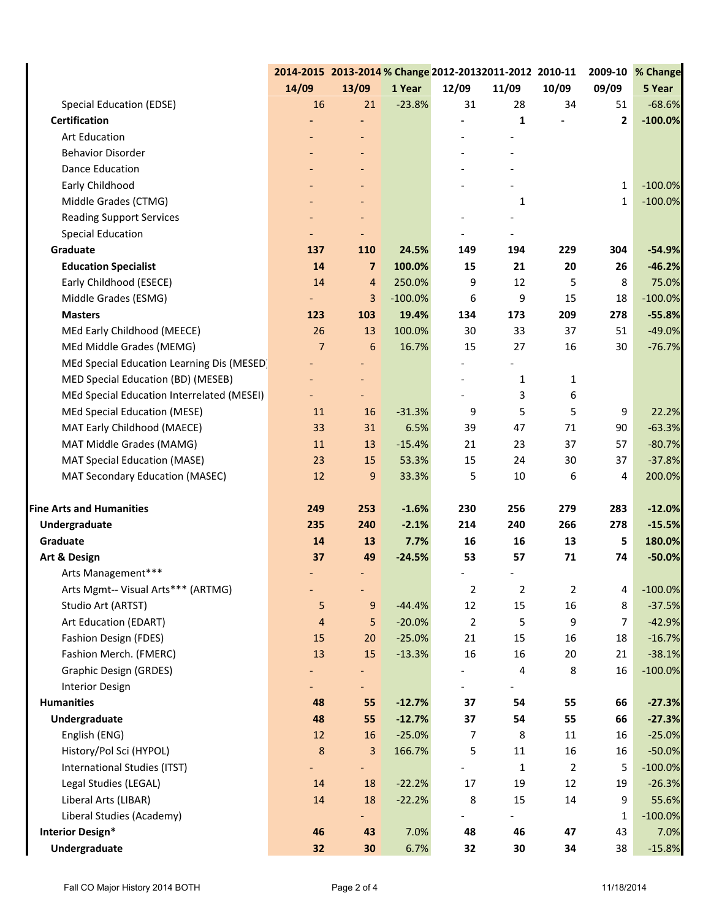| | 2014-2015 | 2013-2014 | % Change | 2012-2013 | 2011-2012 | 2010-11 | 2009-10 | % Change |
|---|---|---|---|---|---|---|---|---|
| | 14/09 | 13/09 | 1 Year | 12/09 | 11/09 | 10/09 | 09/09 | 5 Year |
| Special Education (EDSE) | 16 | 21 | -23.8% | 31 | 28 | 34 | 51 | -68.6% |
| **Certification** | **-** | **-** | | **-** | **1** | **-** | **2** | **-100.0%** |
| Art Education | - | - | | - | - | | | |
| Behavior Disorder | - | - | | - | - | | | |
| Dance Education | - | - | | - | - | | | |
| Early Childhood | - | - | | - | - | | 1 | -100.0% |
| Middle Grades (CTMG) | - | - | | | 1 | | 1 | -100.0% |
| Reading Support Services | - | - | | - | - | | | |
| Special Education | - | - | | - | - | | | |
| **Graduate** | **137** | **110** | **24.5%** | **149** | **194** | **229** | **304** | **-54.9%** |
| **Education Specialist** | **14** | **7** | **100.0%** | **15** | **21** | **20** | **26** | **-46.2%** |
| Early Childhood (ESECE) | 14 | 4 | 250.0% | 9 | 12 | 5 | 8 | 75.0% |
| Middle Grades (ESMG) | - | 3 | -100.0% | 6 | 9 | 15 | 18 | -100.0% |
| **Masters** | **123** | **103** | **19.4%** | **134** | **173** | **209** | **278** | **-55.8%** |
| MEd Early Childhood (MEECE) | 26 | 13 | 100.0% | 30 | 33 | 37 | 51 | -49.0% |
| MEd Middle Grades (MEMG) | 7 | 6 | 16.7% | 15 | 27 | 16 | 30 | -76.7% |
| MEd Special Education Learning Dis (MESED) | - | - | | - | - | | | |
| MED Special Education (BD) (MESEB) | - | - | | - | 1 | 1 | | |
| MEd Special Education Interrelated (MESEI) | - | - | | - | 3 | 6 | | |
| MEd Special Education (MESE) | 11 | 16 | -31.3% | 9 | 5 | 5 | 9 | 22.2% |
| MAT Early Childhood (MAECE) | 33 | 31 | 6.5% | 39 | 47 | 71 | 90 | -63.3% |
| MAT Middle Grades (MAMG) | 11 | 13 | -15.4% | 21 | 23 | 37 | 57 | -80.7% |
| MAT Special Education (MASE) | 23 | 15 | 53.3% | 15 | 24 | 30 | 37 | -37.8% |
| MAT Secondary Education (MASEC) | 12 | 9 | 33.3% | 5 | 10 | 6 | 4 | 200.0% |
| | | | | | | | | |
| **Fine Arts and Humanities** | **249** | **253** | **-1.6%** | **230** | **256** | **279** | **283** | **-12.0%** |
| **Undergraduate** | **235** | **240** | **-2.1%** | **214** | **240** | **266** | **278** | **-15.5%** |
| **Graduate** | **14** | **13** | **7.7%** | **16** | **16** | **13** | **5** | **180.0%** |
| **Art & Design** | **37** | **49** | **-24.5%** | **53** | **57** | **71** | **74** | **-50.0%** |
| Arts Management*** | - | - | | - | - | | | |
| Arts Mgmt-- Visual Arts*** (ARTMG) | - | - | | 2 | 2 | 2 | 4 | -100.0% |
| Studio Art (ARTST) | 5 | 9 | -44.4% | 12 | 15 | 16 | 8 | -37.5% |
| Art Education (EDART) | 4 | 5 | -20.0% | 2 | 5 | 9 | 7 | -42.9% |
| Fashion Design (FDES) | 15 | 20 | -25.0% | 21 | 15 | 16 | 18 | -16.7% |
| Fashion Merch. (FMERC) | 13 | 15 | -13.3% | 16 | 16 | 20 | 21 | -38.1% |
| Graphic Design (GRDES) | - | - | | - | 4 | 8 | 16 | -100.0% |
| Interior Design | - | - | | - | - | | | |
| **Humanities** | **48** | **55** | **-12.7%** | **37** | **54** | **55** | **66** | **-27.3%** |
| **Undergraduate** | **48** | **55** | **-12.7%** | **37** | **54** | **55** | **66** | **-27.3%** |
| English (ENG) | 12 | 16 | -25.0% | 7 | 8 | 11 | 16 | -25.0% |
| History/Pol Sci (HYPOL) | 8 | 3 | 166.7% | 5 | 11 | 16 | 16 | -50.0% |
| International Studies (ITST) | - | - | | - | 1 | 2 | 5 | -100.0% |
| Legal Studies (LEGAL) | 14 | 18 | -22.2% | 17 | 19 | 12 | 19 | -26.3% |
| Liberal Arts (LIBAR) | 14 | 18 | -22.2% | 8 | 15 | 14 | 9 | 55.6% |
| Liberal Studies (Academy) | | - | | - | - | | 1 | -100.0% |
| **Interior Design*** | **46** | **43** | 7.0% | **48** | **46** | **47** | 43 | 7.0% |
| **Undergraduate** | **32** | **30** | 6.7% | **32** | **30** | **34** | 38 | -15.8% |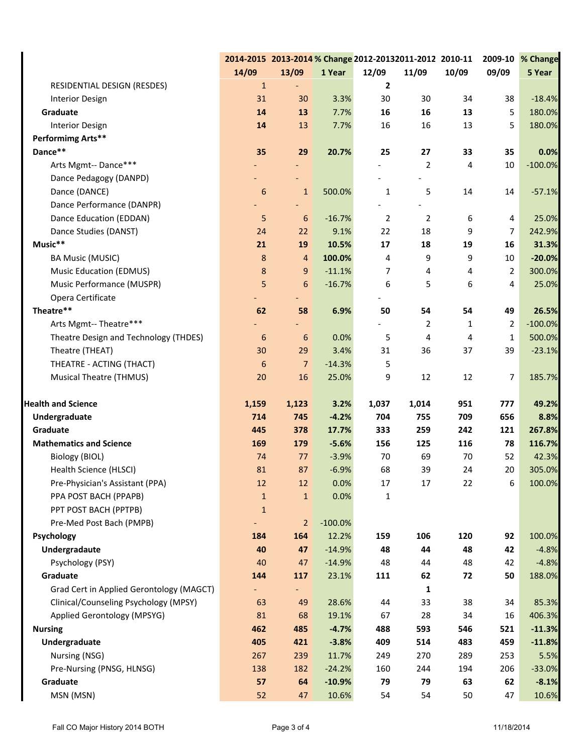| | 2014-2015 | 2013-2014 | % Change | 2012-2013 | 2011-2012 | 2010-11 | 2009-10 | % Change |
|---|---|---|---|---|---|---|---|---|
| | 14/09 | 13/09 | 1 Year | 12/09 | 11/09 | 10/09 | 09/09 | 5 Year |
| RESIDENTIAL DESIGN (RESDES) | 1 | - | | **2** | | | | |
| Interior Design | 31 | 30 | 3.3% | 30 | 30 | 34 | 38 | -18.4% |
| **Graduate** | **14** | **13** | 7.7% | **16** | **16** | **13** | 5 | 180.0% |
| Interior Design | 14 | 13 | 7.7% | 16 | 16 | 13 | 5 | 180.0% |
| **Performimg Arts**** | | | | | | | | |
| **Dance**** | **35** | **29** | **20.7%** | **25** | **27** | **33** | **35** | **0.0%** |
| Arts Mgmt-- Dance*** | - | - | | - | 2 | 4 | 10 | -100.0% |
| Dance Pedagogy (DANPD) | - | - | | - | - | | | |
| Dance (DANCE) | 6 | 1 | 500.0% | 1 | 5 | 14 | 14 | -57.1% |
| Dance Performance (DANPR) | - | - | | - | - | | | |
| Dance Education (EDDAN) | 5 | 6 | -16.7% | 2 | 2 | 6 | 4 | 25.0% |
| Dance Studies (DANST) | 24 | 22 | 9.1% | 22 | 18 | 9 | 7 | 242.9% |
| **Music**** | **21** | **19** | **10.5%** | **17** | **18** | **19** | **16** | **31.3%** |
| BA Music (MUSIC) | 8 | 4 | **100.0%** | 4 | 9 | 9 | 10 | **-20.0%** |
| Music Education (EDMUS) | 8 | 9 | -11.1% | 7 | 4 | 4 | 2 | 300.0% |
| Music Performance (MUSPR) | 5 | 6 | -16.7% | 6 | 5 | 6 | 4 | 25.0% |
| Opera Certificate | - | - | | - | | | | |
| **Theatre**** | **62** | **58** | **6.9%** | **50** | **54** | **54** | **49** | **26.5%** |
| Arts Mgmt-- Theatre*** | - | - | | - | 2 | 1 | 2 | -100.0% |
| Theatre Design and Technology (THDES) | 6 | 6 | 0.0% | 5 | 4 | 4 | 1 | 500.0% |
| Theatre (THEAT) | 30 | 29 | 3.4% | 31 | 36 | 37 | 39 | -23.1% |
| THEATRE - ACTING (THACT) | 6 | 7 | -14.3% | 5 | | | | |
| Musical Theatre (THMUS) | 20 | 16 | 25.0% | 9 | 12 | 12 | 7 | 185.7% |
| | | | | | | | | |
| **Health and Science** | **1,159** | **1,123** | **3.2%** | **1,037** | **1,014** | **951** | **777** | **49.2%** |
| **Undergraduate** | **714** | **745** | **-4.2%** | **704** | **755** | **709** | **656** | **8.8%** |
| **Graduate** | **445** | **378** | **17.7%** | **333** | **259** | **242** | **121** | **267.8%** |
| **Mathematics and Science** | **169** | **179** | **-5.6%** | **156** | **125** | **116** | **78** | **116.7%** |
| Biology (BIOL) | 74 | 77 | -3.9% | 70 | 69 | 70 | 52 | 42.3% |
| Health Science (HLSCI) | 81 | 87 | -6.9% | 68 | 39 | 24 | 20 | 305.0% |
| Pre-Physician's Assistant (PPA) | 12 | 12 | 0.0% | 17 | 17 | 22 | 6 | 100.0% |
| PPA POST BACH (PPAPB) | 1 | 1 | 0.0% | 1 | | | | |
| PPT POST BACH (PPTPB) | 1 | | | | | | | |
| Pre-Med Post Bach (PMPB) | - | 2 | -100.0% | | | | | |
| **Psychology** | **184** | **164** | 12.2% | **159** | **106** | **120** | **92** | 100.0% |
| **Undergradaute** | **40** | **47** | -14.9% | **48** | **44** | **48** | **42** | -4.8% |
| Psychology (PSY) | 40 | 47 | -14.9% | 48 | 44 | 48 | 42 | -4.8% |
| **Graduate** | **144** | **117** | 23.1% | **111** | **62** | **72** | **50** | 188.0% |
| Grad Cert in Applied Gerontology (MAGCT) | - | - | | | **1** | | | |
| Clinical/Counseling Psychology (MPSY) | 63 | 49 | 28.6% | 44 | 33 | 38 | 34 | 85.3% |
| Applied Gerontology (MPSYG) | 81 | 68 | 19.1% | 67 | 28 | 34 | 16 | 406.3% |
| **Nursing** | **462** | **485** | **-4.7%** | **488** | **593** | **546** | **521** | **-11.3%** |
| **Undergraduate** | **405** | **421** | **-3.8%** | **409** | **514** | **483** | **459** | **-11.8%** |
| Nursing (NSG) | 267 | 239 | 11.7% | 249 | 270 | 289 | 253 | 5.5% |
| Pre-Nursing (PNSG, HLNSG) | 138 | 182 | -24.2% | 160 | 244 | 194 | 206 | -33.0% |
| **Graduate** | **57** | **64** | **-10.9%** | **79** | **79** | **63** | **62** | **-8.1%** |
| MSN (MSN) | 52 | 47 | 10.6% | 54 | 54 | 50 | 47 | 10.6% |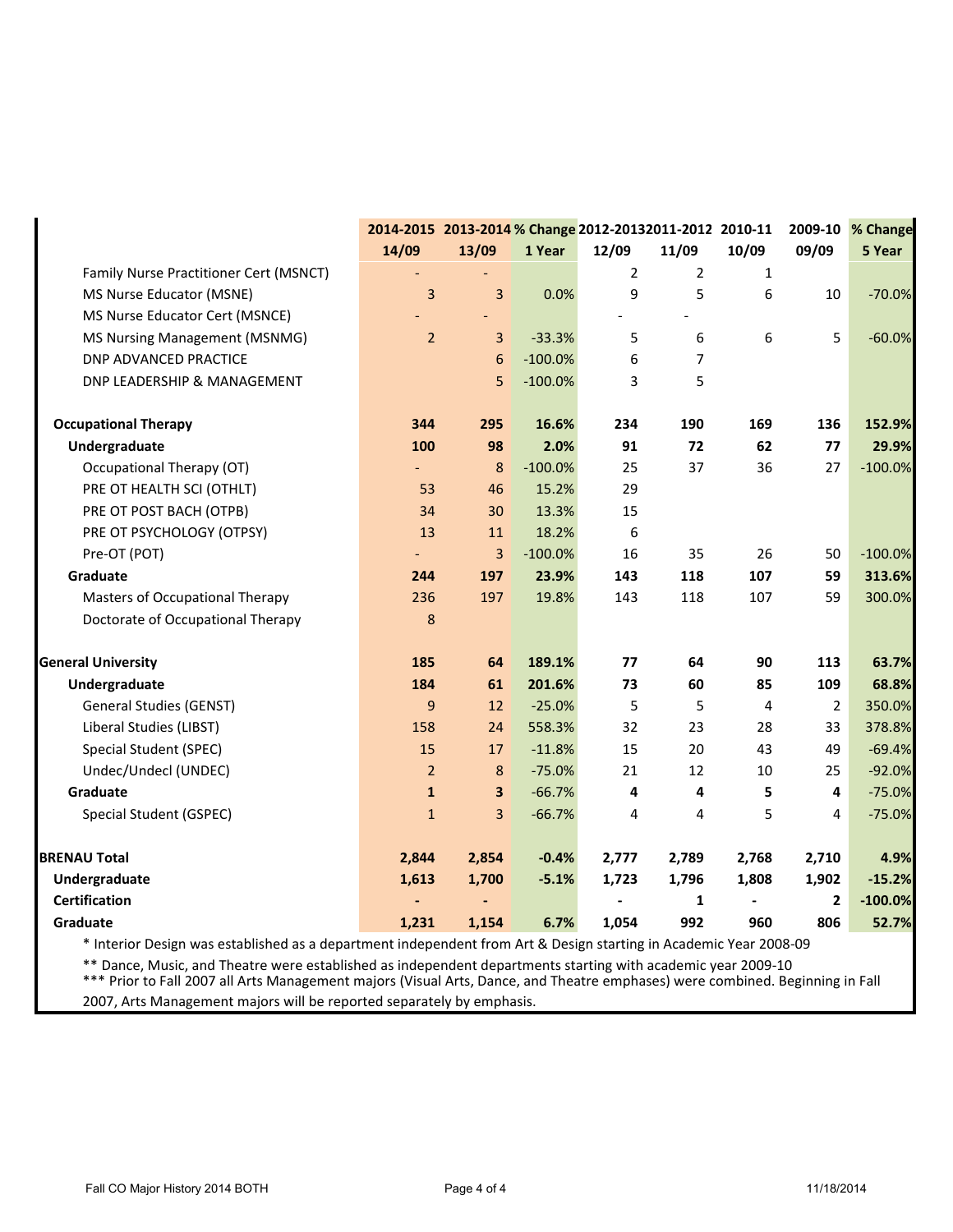| | 2014-2015 | 2013-2014 | % Change | 2012-2013 | 2011-2012 | 2010-11 | 2009-10 | % Change |
|---|---|---|---|---|---|---|---|---|
| | 14/09 | 13/09 | 1 Year | 12/09 | 11/09 | 10/09 | 09/09 | 5 Year |
| Family Nurse Practitioner Cert (MSNCT) | - | - | | 2 | 2 | 1 | | |
| MS Nurse Educator (MSNE) | 3 | 3 | 0.0% | 9 | 5 | 6 | 10 | -70.0% |
| MS Nurse Educator Cert (MSNCE) | - | - | | - | - | | | |
| MS Nursing Management (MSNMG) | 2 | 3 | -33.3% | 5 | 6 | 6 | 5 | -60.0% |
| DNP ADVANCED PRACTICE | | 6 | -100.0% | 6 | 7 | | | |
| DNP LEADERSHIP & MANAGEMENT | | 5 | -100.0% | 3 | 5 | | | |
| **Occupational Therapy** | **344** | **295** | **16.6%** | **234** | **190** | **169** | **136** | **152.9%** |
| **Undergraduate** | **100** | **98** | **2.0%** | **91** | **72** | **62** | **77** | **29.9%** |
| Occupational Therapy (OT) | - | 8 | -100.0% | 25 | 37 | 36 | 27 | -100.0% |
| PRE OT HEALTH SCI (OTHLT) | 53 | 46 | 15.2% | 29 | | | | |
| PRE OT POST BACH (OTPB) | 34 | 30 | 13.3% | 15 | | | | |
| PRE OT PSYCHOLOGY (OTPSY) | 13 | 11 | 18.2% | 6 | | | | |
| Pre-OT (POT) | - | 3 | -100.0% | 16 | 35 | 26 | 50 | -100.0% |
| **Graduate** | **244** | **197** | **23.9%** | **143** | **118** | **107** | **59** | **313.6%** |
| Masters of Occupational Therapy | 236 | 197 | 19.8% | 143 | 118 | 107 | 59 | 300.0% |
| Doctorate of Occupational Therapy | 8 | | | | | | | |
| **General University** | **185** | **64** | **189.1%** | **77** | **64** | **90** | **113** | **63.7%** |
| **Undergraduate** | **184** | **61** | **201.6%** | **73** | **60** | **85** | **109** | **68.8%** |
| General Studies (GENST) | 9 | 12 | -25.0% | 5 | 5 | 4 | 2 | 350.0% |
| Liberal Studies (LIBST) | 158 | 24 | 558.3% | 32 | 23 | 28 | 33 | 378.8% |
| Special Student (SPEC) | 15 | 17 | -11.8% | 15 | 20 | 43 | 49 | -69.4% |
| Undec/Undecl (UNDEC) | 2 | 8 | -75.0% | 21 | 12 | 10 | 25 | -92.0% |
| **Graduate** | **1** | **3** | **-66.7%** | **4** | **4** | **5** | **4** | **-75.0%** |
| Special Student (GSPEC) | 1 | 3 | -66.7% | 4 | 4 | 5 | 4 | -75.0% |
| **BRENAU Total** | **2,844** | **2,854** | **-0.4%** | **2,777** | **2,789** | **2,768** | **2,710** | **4.9%** |
| **Undergraduate** | **1,613** | **1,700** | **-5.1%** | **1,723** | **1,796** | **1,808** | **1,902** | **-15.2%** |
| **Certification** | **-** | **-** | | **-** | **1** | **-** | **2** | **-100.0%** |
| **Graduate** | **1,231** | **1,154** | **6.7%** | **1,054** | **992** | **960** | **806** | **52.7%** |

* Interior Design was established as a department independent from Art & Design starting in Academic Year 2008-09

** Dance, Music, and Theatre were established as independent departments starting with academic year 2009-10

*** Prior to Fall 2007 all Arts Management majors (Visual Arts, Dance, and Theatre emphases) were combined. Beginning in Fall 2007, Arts Management majors will be reported separately by emphasis.